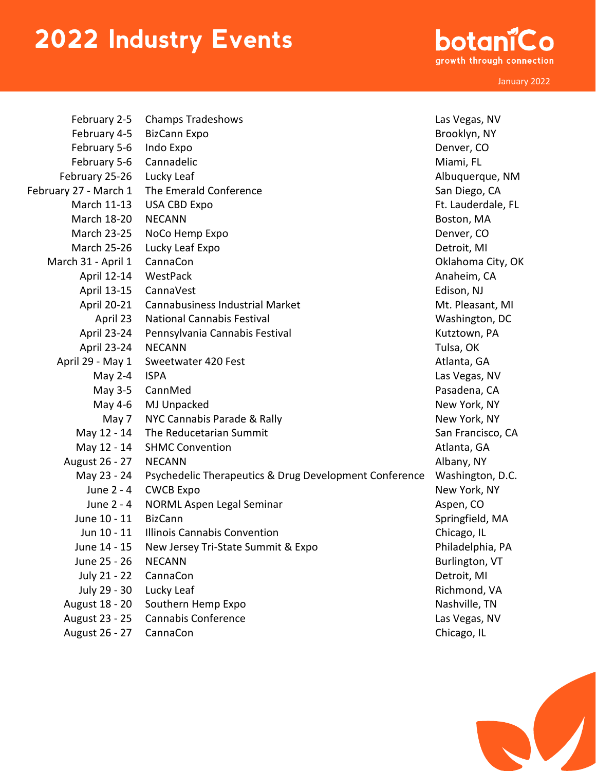# 2022 Industry Events

botaniCo
growth through connection

January 2022

| Date | Event | Location |
|---|---|---|
| February 2-5 | Champs Tradeshows | Las Vegas, NV |
| February 4-5 | BizCann Expo | Brooklyn, NY |
| February 5-6 | Indo Expo | Denver, CO |
| February 5-6 | Cannadelic | Miami, FL |
| February 25-26 | Lucky Leaf | Albuquerque, NM |
| February 27 - March 1 | The Emerald Conference | San Diego, CA |
| March 11-13 | USA CBD Expo | Ft. Lauderdale, FL |
| March 18-20 | NECANN | Boston, MA |
| March 23-25 | NoCo Hemp Expo | Denver, CO |
| March 25-26 | Lucky Leaf Expo | Detroit, MI |
| March 31 - April 1 | CannaCon | Oklahoma City, OK |
| April 12-14 | WestPack | Anaheim, CA |
| April 13-15 | CannaVest | Edison, NJ |
| April 20-21 | Cannabusiness Industrial Market | Mt. Pleasant, MI |
| April 23 | National Cannabis Festival | Washington, DC |
| April 23-24 | Pennsylvania Cannabis Festival | Kutztown, PA |
| April 23-24 | NECANN | Tulsa, OK |
| April 29 - May 1 | Sweetwater 420 Fest | Atlanta, GA |
| May 2-4 | ISPA | Las Vegas, NV |
| May 3-5 | CannMed | Pasadena, CA |
| May 4-6 | MJ Unpacked | New York, NY |
| May 7 | NYC Cannabis Parade & Rally | New York, NY |
| May 12 - 14 | The Reducetarian Summit | San Francisco, CA |
| May 12 - 14 | SHMC Convention | Atlanta, GA |
| August 26 - 27 | NECANN | Albany, NY |
| May 23 - 24 | Psychedelic Therapeutics & Drug Development Conference | Washington, D.C. |
| June 2 - 4 | CWCB Expo | New York, NY |
| June 2 - 4 | NORML Aspen Legal Seminar | Aspen, CO |
| June 10 - 11 | BizCann | Springfield, MA |
| Jun 10 - 11 | Illinois Cannabis Convention | Chicago, IL |
| June 14 - 15 | New Jersey Tri-State Summit & Expo | Philadelphia, PA |
| June 25 - 26 | NECANN | Burlington, VT |
| July 21 - 22 | CannaCon | Detroit, MI |
| July 29 - 30 | Lucky Leaf | Richmond, VA |
| August 18 - 20 | Southern Hemp Expo | Nashville, TN |
| August 23 - 25 | Cannabis Conference | Las Vegas, NV |
| August 26 - 27 | CannaCon | Chicago, IL |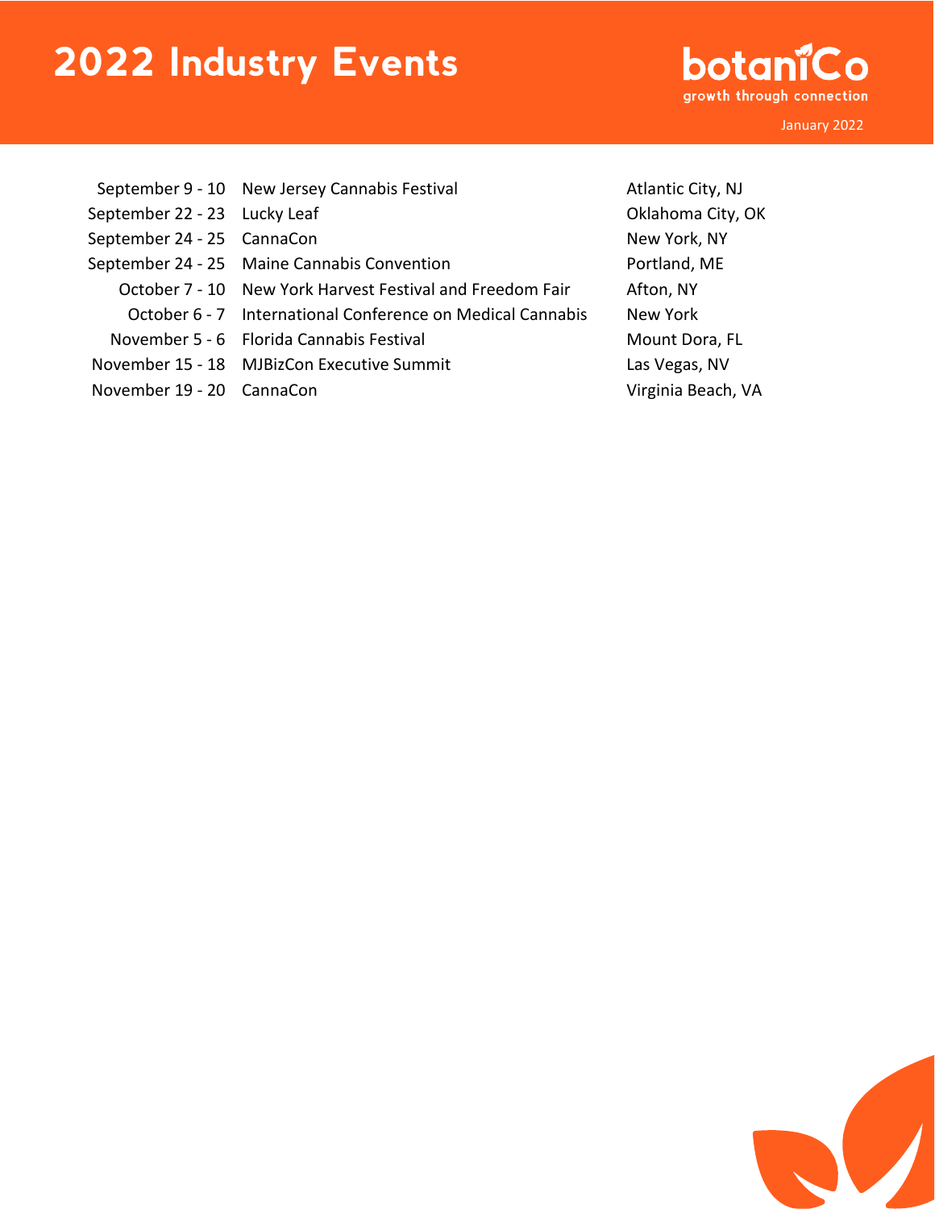# 2022 Industry Events

botaniCo
growth through connection

January 2022

| | | |
|---|---|---|
| September 9 - 10 | New Jersey Cannabis Festival | Atlantic City, NJ |
| September 22 - 23 | Lucky Leaf | Oklahoma City, OK |
| September 24 - 25 | CannaCon | New York, NY |
| September 24 - 25 | Maine Cannabis Convention | Portland, ME |
| October 7 - 10 | New York Harvest Festival and Freedom Fair | Afton, NY |
| October 6 - 7 | International Conference on Medical Cannabis | New York |
| November 5 - 6 | Florida Cannabis Festival | Mount Dora, FL |
| November 15 - 18 | MJBizCon Executive Summit | Las Vegas, NV |
| November 19 - 20 | CannaCon | Virginia Beach, VA |